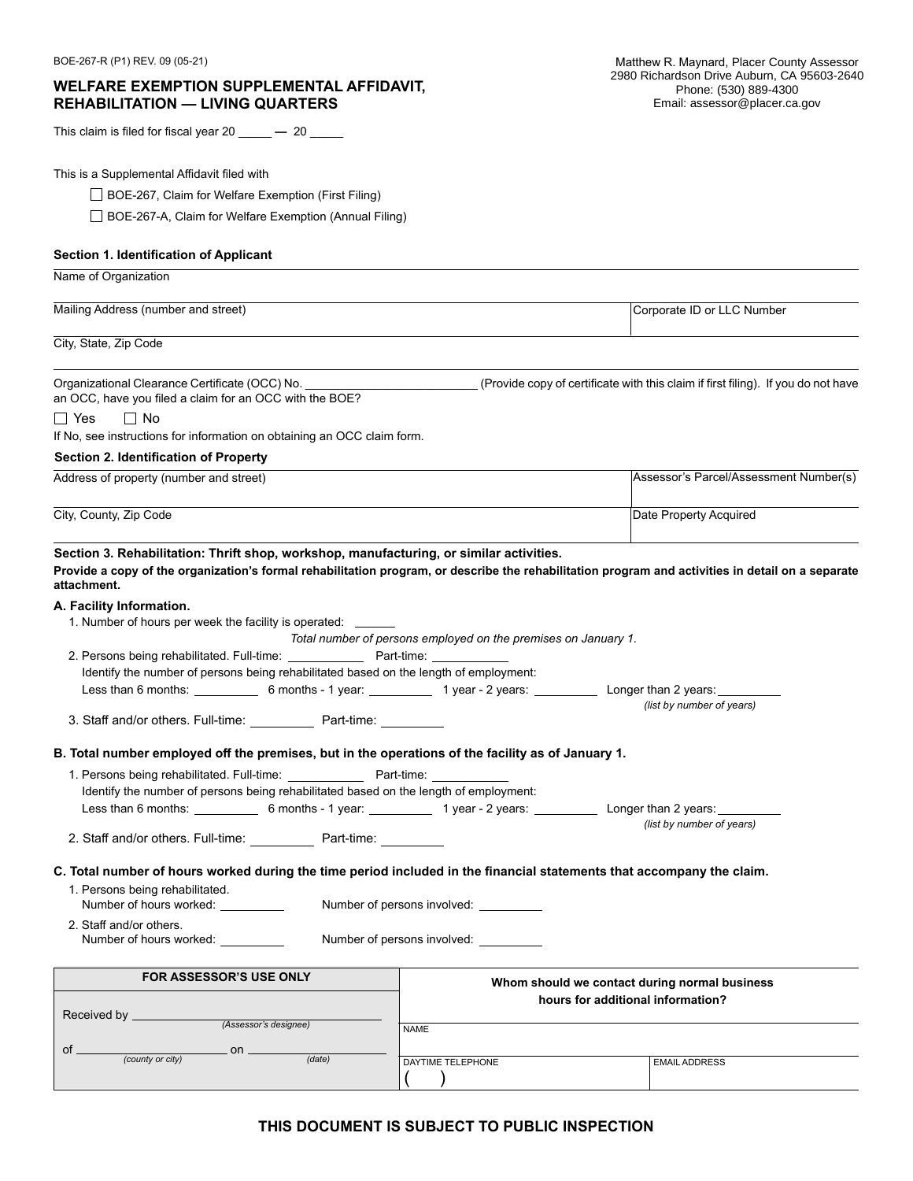BOE-267-R (P1) REV. 09 (05-21)

Matthew R. Maynard, Placer County Assessor
2980 Richardson Drive Auburn, CA 95603-2640
Phone: (530) 889-4300
Email: assessor@placer.ca.gov

# WELFARE EXEMPTION SUPPLEMENTAL AFFIDAVIT, REHABILITATION — LIVING QUARTERS

This claim is filed for fiscal year 20 _____ — 20 _____

This is a Supplemental Affidavit filed with

- ☐ BOE-267, Claim for Welfare Exemption (First Filing)
- ☐ BOE-267-A, Claim for Welfare Exemption (Annual Filing)

### Section 1. Identification of Applicant

Name of Organization

| Mailing Address (number and street) | Corporate ID or LLC Number |
|---|---|
| | |

City, State, Zip Code

Organizational Clearance Certificate (OCC) No. _________________________ (Provide copy of certificate with this claim if first filing). If you do not have an OCC, have you filed a claim for an OCC with the BOE?

☐ Yes ☐ No

If No, see instructions for information on obtaining an OCC claim form.

### Section 2. Identification of Property

| Address of property (number and street) | Assessor's Parcel/Assessment Number(s) |
|---|---|
| City, County, Zip Code | Date Property Acquired |

### Section 3. Rehabilitation: Thrift shop, workshop, manufacturing, or similar activities.

**Provide a copy of the organization's formal rehabilitation program, or describe the rehabilitation program and activities in detail on a separate attachment.**

**A. Facility Information.**

1. Number of hours per week the facility is operated: ______

   *Total number of persons employed on the premises on January 1.*

2. Persons being rehabilitated. Full-time: ___________ Part-time: ___________

   Identify the number of persons being rehabilitated based on the length of employment:

   Less than 6 months: _________ 6 months - 1 year: _________ 1 year - 2 years: _________ Longer than 2 years: _________ *(list by number of years)*

3. Staff and/or others. Full-time: _________ Part-time: _________

**B. Total number employed off the premises, but in the operations of the facility as of January 1.**

1. Persons being rehabilitated. Full-time: ___________ Part-time: ___________

   Identify the number of persons being rehabilitated based on the length of employment:

   Less than 6 months: _________ 6 months - 1 year: _________ 1 year - 2 years: _________ Longer than 2 years: _________ *(list by number of years)*

2. Staff and/or others. Full-time: _________ Part-time: _________

**C. Total number of hours worked during the time period included in the financial statements that accompany the claim.**

1. Persons being rehabilitated.
   Number of hours worked: _________ Number of persons involved: _________
2. Staff and/or others.
   Number of hours worked: _________ Number of persons involved: _________

| FOR ASSESSOR'S USE ONLY | Whom should we contact during normal business hours for additional information? | |
|---|---|---|
| Received by ______________________ *(Assessor's designee)* | NAME | |
| of ______________ *(county or city)* on ______________ *(date)* | DAYTIME TELEPHONE ( ) | EMAIL ADDRESS |

**THIS DOCUMENT IS SUBJECT TO PUBLIC INSPECTION**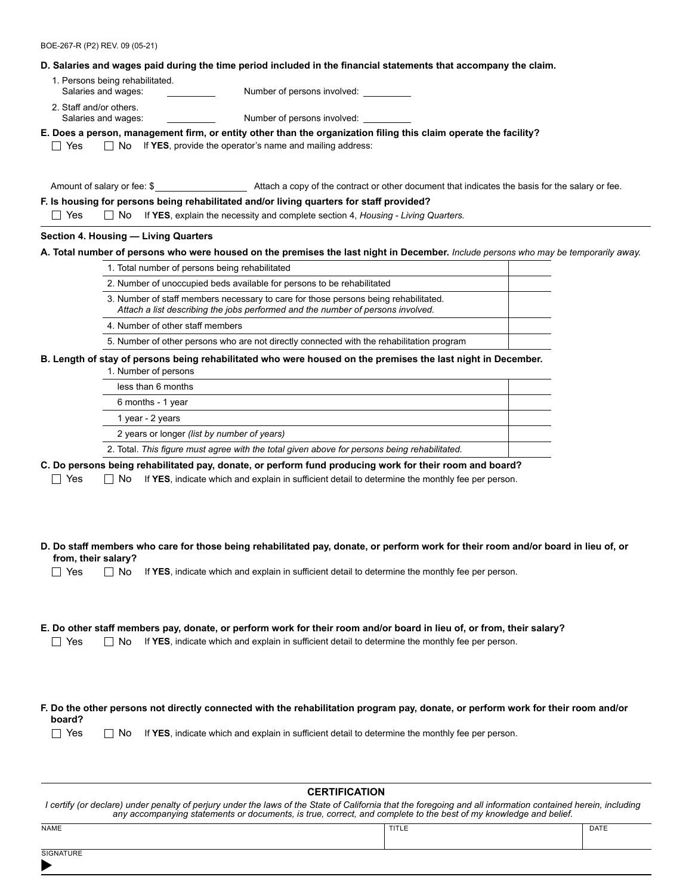BOE-267-R (P2) REV. 09 (05-21)

**D. Salaries and wages paid during the time period included in the financial statements that accompany the claim.**

1. Persons being rehabilitated.
   Salaries and wages: __________ Number of persons involved: __________
2. Staff and/or others.
   Salaries and wages: __________ Number of persons involved: __________

**E. Does a person, management firm, or entity other than the organization filing this claim operate the facility?**

☐ Yes ☐ No If **YES**, provide the operator's name and mailing address:

Amount of salary or fee: $__________ Attach a copy of the contract or other document that indicates the basis for the salary or fee.

**F. Is housing for persons being rehabilitated and/or living quarters for staff provided?**

☐ Yes ☐ No If **YES**, explain the necessity and complete section 4, *Housing - Living Quarters.*

**Section 4. Housing — Living Quarters**

**A. Total number of persons who were housed on the premises the last night in December.** *Include persons who may be temporarily away.*

| | |
|---|---|
| 1. Total number of persons being rehabilitated | |
| 2. Number of unoccupied beds available for persons to be rehabilitated | |
| 3. Number of staff members necessary to care for those persons being rehabilitated. *Attach a list describing the jobs performed and the number of persons involved.* | |
| 4. Number of other staff members | |
| 5. Number of other persons who are not directly connected with the rehabilitation program | |

**B. Length of stay of persons being rehabilitated who were housed on the premises the last night in December.**

| 1. Number of persons | |
|---|---|
| less than 6 months | |
| 6 months - 1 year | |
| 1 year - 2 years | |
| 2 years or longer *(list by number of years)* | |
| 2. Total. *This figure must agree with the total given above for persons being rehabilitated.* | |

**C. Do persons being rehabilitated pay, donate, or perform fund producing work for their room and board?**

☐ Yes ☐ No If **YES**, indicate which and explain in sufficient detail to determine the monthly fee per person.

**D. Do staff members who care for those being rehabilitated pay, donate, or perform work for their room and/or board in lieu of, or from, their salary?**

☐ Yes ☐ No If **YES**, indicate which and explain in sufficient detail to determine the monthly fee per person.

**E. Do other staff members pay, donate, or perform work for their room and/or board in lieu of, or from, their salary?**

☐ Yes ☐ No If **YES**, indicate which and explain in sufficient detail to determine the monthly fee per person.

**F. Do the other persons not directly connected with the rehabilitation program pay, donate, or perform work for their room and/or board?**

☐ Yes ☐ No If **YES**, indicate which and explain in sufficient detail to determine the monthly fee per person.

## CERTIFICATION

*I certify (or declare) under penalty of perjury under the laws of the State of California that the foregoing and all information contained herein, including any accompanying statements or documents, is true, correct, and complete to the best of my knowledge and belief.*

| NAME | TITLE | DATE |
|---|---|---|
| | | |

SIGNATURE

▶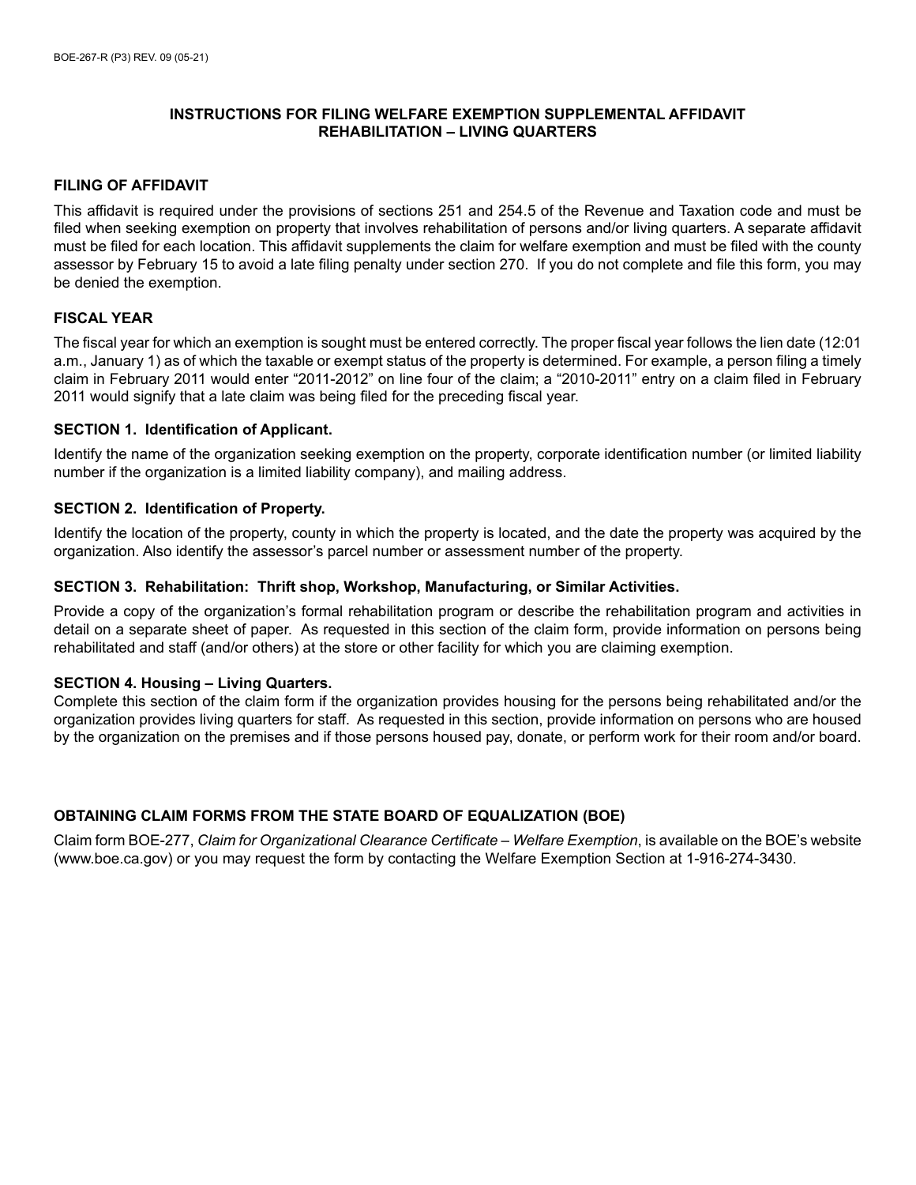# INSTRUCTIONS FOR FILING WELFARE EXEMPTION SUPPLEMENTAL AFFIDAVIT REHABILITATION – LIVING QUARTERS

## FILING OF AFFIDAVIT

This affidavit is required under the provisions of sections 251 and 254.5 of the Revenue and Taxation code and must be filed when seeking exemption on property that involves rehabilitation of persons and/or living quarters. A separate affidavit must be filed for each location. This affidavit supplements the claim for welfare exemption and must be filed with the county assessor by February 15 to avoid a late filing penalty under section 270. If you do not complete and file this form, you may be denied the exemption.

## FISCAL YEAR

The fiscal year for which an exemption is sought must be entered correctly. The proper fiscal year follows the lien date (12:01 a.m., January 1) as of which the taxable or exempt status of the property is determined. For example, a person filing a timely claim in February 2011 would enter "2011-2012" on line four of the claim; a "2010-2011" entry on a claim filed in February 2011 would signify that a late claim was being filed for the preceding fiscal year.

### SECTION 1. Identification of Applicant.

Identify the name of the organization seeking exemption on the property, corporate identification number (or limited liability number if the organization is a limited liability company), and mailing address.

### SECTION 2. Identification of Property.

Identify the location of the property, county in which the property is located, and the date the property was acquired by the organization. Also identify the assessor's parcel number or assessment number of the property.

### SECTION 3. Rehabilitation: Thrift shop, Workshop, Manufacturing, or Similar Activities.

Provide a copy of the organization's formal rehabilitation program or describe the rehabilitation program and activities in detail on a separate sheet of paper. As requested in this section of the claim form, provide information on persons being rehabilitated and staff (and/or others) at the store or other facility for which you are claiming exemption.

### SECTION 4. Housing – Living Quarters.

Complete this section of the claim form if the organization provides housing for the persons being rehabilitated and/or the organization provides living quarters for staff. As requested in this section, provide information on persons who are housed by the organization on the premises and if those persons housed pay, donate, or perform work for their room and/or board.

## OBTAINING CLAIM FORMS FROM THE STATE BOARD OF EQUALIZATION (BOE)

Claim form BOE-277, *Claim for Organizational Clearance Certificate – Welfare Exemption*, is available on the BOE's website (www.boe.ca.gov) or you may request the form by contacting the Welfare Exemption Section at 1-916-274-3430.